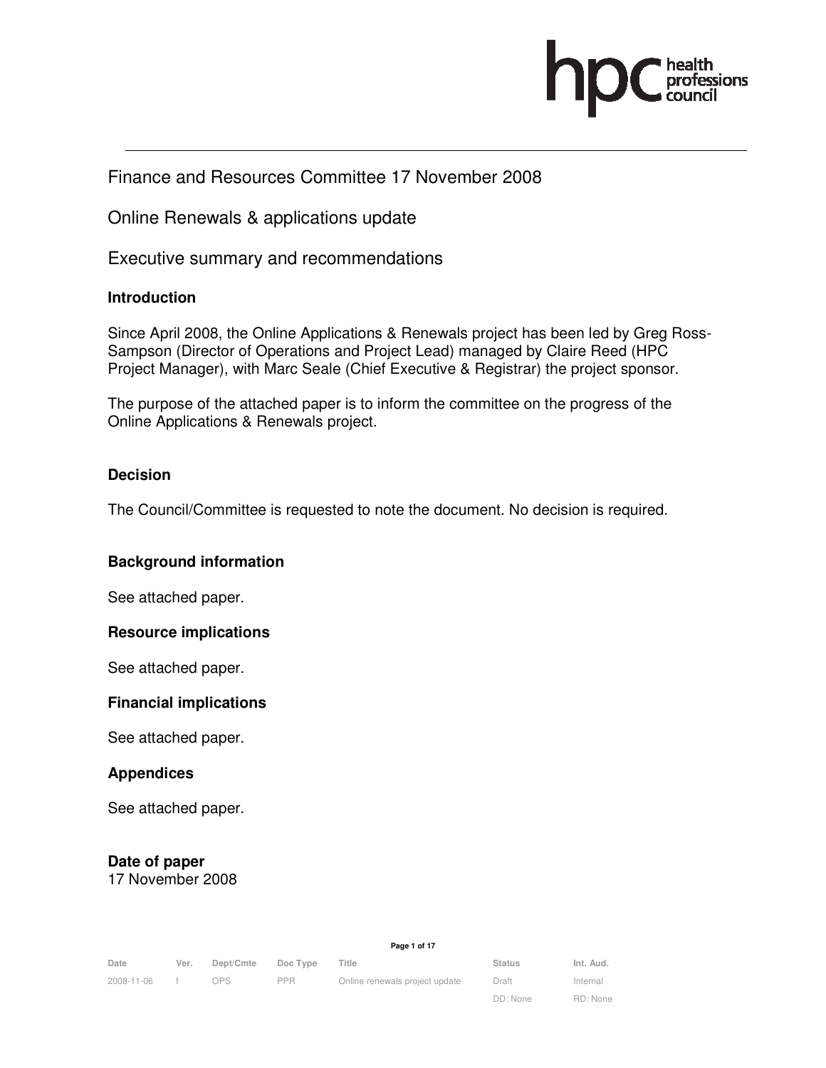Finance and Resources Committee 17 November 2008

Online Renewals & applications update

Executive summary and recommendations

### Introduction

Since April 2008, the Online Applications & Renewals project has been led by Greg Ross-Sampson (Director of Operations and Project Lead) managed by Claire Reed (HPC Project Manager), with Marc Seale (Chief Executive & Registrar) the project sponsor.

The purpose of the attached paper is to inform the committee on the progress of the Online Applications & Renewals project.

### Decision

The Council/Committee is requested to note the document. No decision is required.

### Background information

See attached paper.

### Resource implications

See attached paper.

### Financial implications

See attached paper.

### Appendices

See attached paper.

### Date of paper

17 November 2008

| Date | Ver. | Dept/Cmte | Doc Type | Title | Status | Int. Aud. |
|---|---|---|---|---|---|---|
| 2008-11-06 | f | OPS | PPR | Online renewals project update | Draft | Internal |
| | | | | | DD: None | RD: None |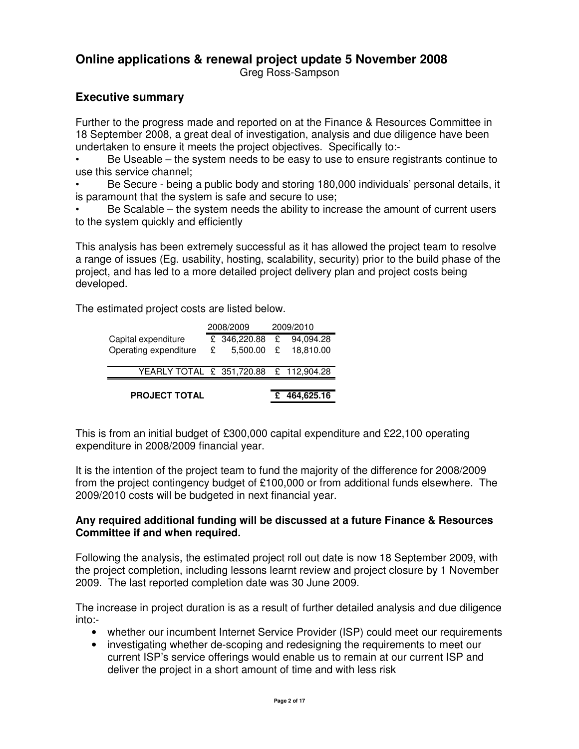# Online applications & renewal project update 5 November 2008

Greg Ross-Sampson

## Executive summary

Further to the progress made and reported on at the Finance & Resources Committee in 18 September 2008, a great deal of investigation, analysis and due diligence have been undertaken to ensure it meets the project objectives. Specifically to:-

- Be Useable – the system needs to be easy to use to ensure registrants continue to use this service channel;
- Be Secure - being a public body and storing 180,000 individuals' personal details, it is paramount that the system is safe and secure to use;
- Be Scalable – the system needs the ability to increase the amount of current users to the system quickly and efficiently

This analysis has been extremely successful as it has allowed the project team to resolve a range of issues (Eg. usability, hosting, scalability, security) prior to the build phase of the project, and has led to a more detailed project delivery plan and project costs being developed.

The estimated project costs are listed below.

| | 2008/2009 | 2009/2010 |
|---|---|---|
| Capital expenditure | £ 346,220.88 | £ 94,094.28 |
| Operating expenditure | £ 5,500.00 | £ 18,810.00 |
| YEARLY TOTAL | £ 351,720.88 | £ 112,904.28 |
| **PROJECT TOTAL** | | **£ 464,625.16** |

This is from an initial budget of £300,000 capital expenditure and £22,100 operating expenditure in 2008/2009 financial year.

It is the intention of the project team to fund the majority of the difference for 2008/2009 from the project contingency budget of £100,000 or from additional funds elsewhere. The 2009/2010 costs will be budgeted in next financial year.

**Any required additional funding will be discussed at a future Finance & Resources Committee if and when required.**

Following the analysis, the estimated project roll out date is now 18 September 2009, with the project completion, including lessons learnt review and project closure by 1 November 2009. The last reported completion date was 30 June 2009.

The increase in project duration is as a result of further detailed analysis and due diligence into:-

- whether our incumbent Internet Service Provider (ISP) could meet our requirements
- investigating whether de-scoping and redesigning the requirements to meet our current ISP's service offerings would enable us to remain at our current ISP and deliver the project in a short amount of time and with less risk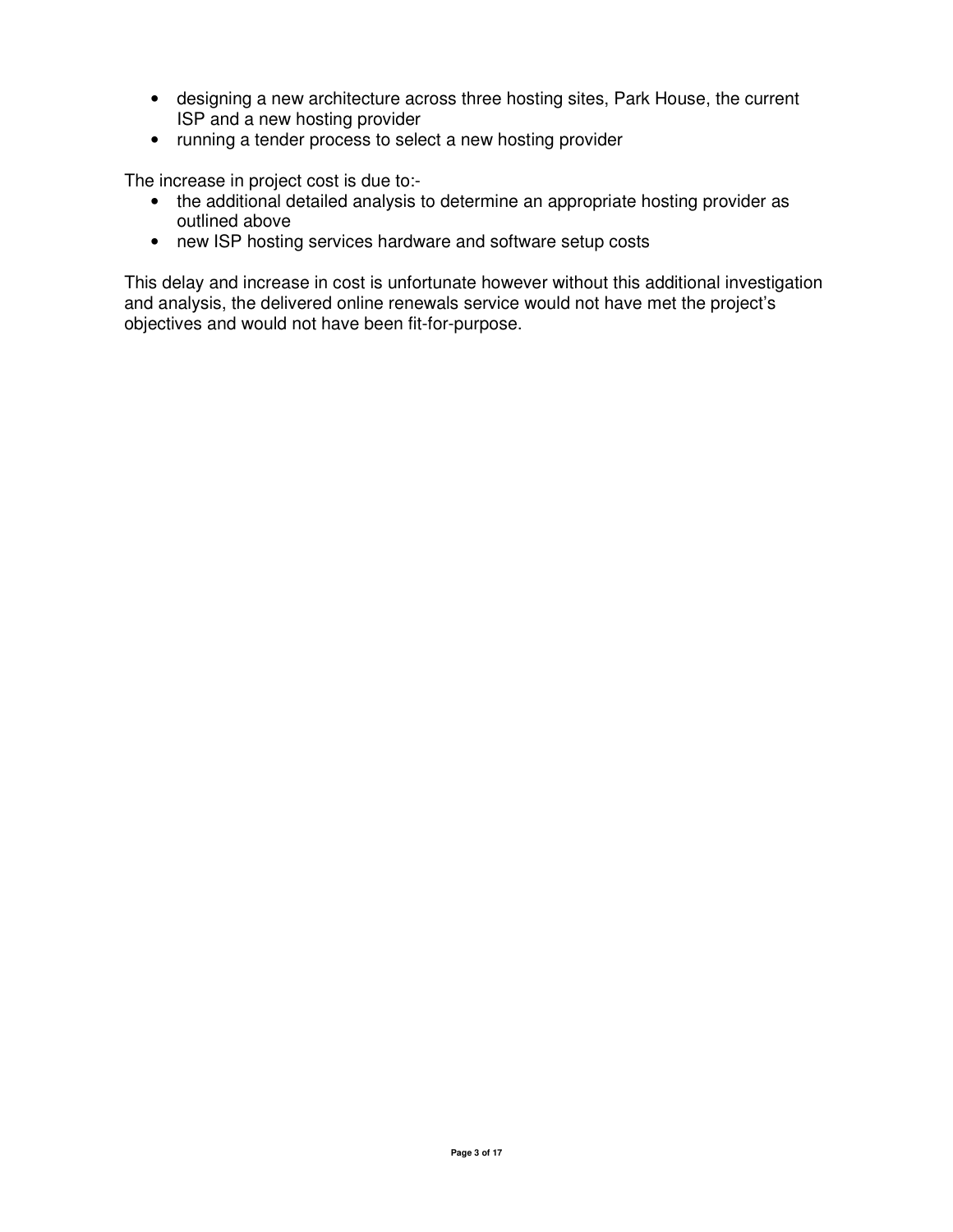- designing a new architecture across three hosting sites, Park House, the current ISP and a new hosting provider
- running a tender process to select a new hosting provider

The increase in project cost is due to:-

- the additional detailed analysis to determine an appropriate hosting provider as outlined above
- new ISP hosting services hardware and software setup costs

This delay and increase in cost is unfortunate however without this additional investigation and analysis, the delivered online renewals service would not have met the project's objectives and would not have been fit-for-purpose.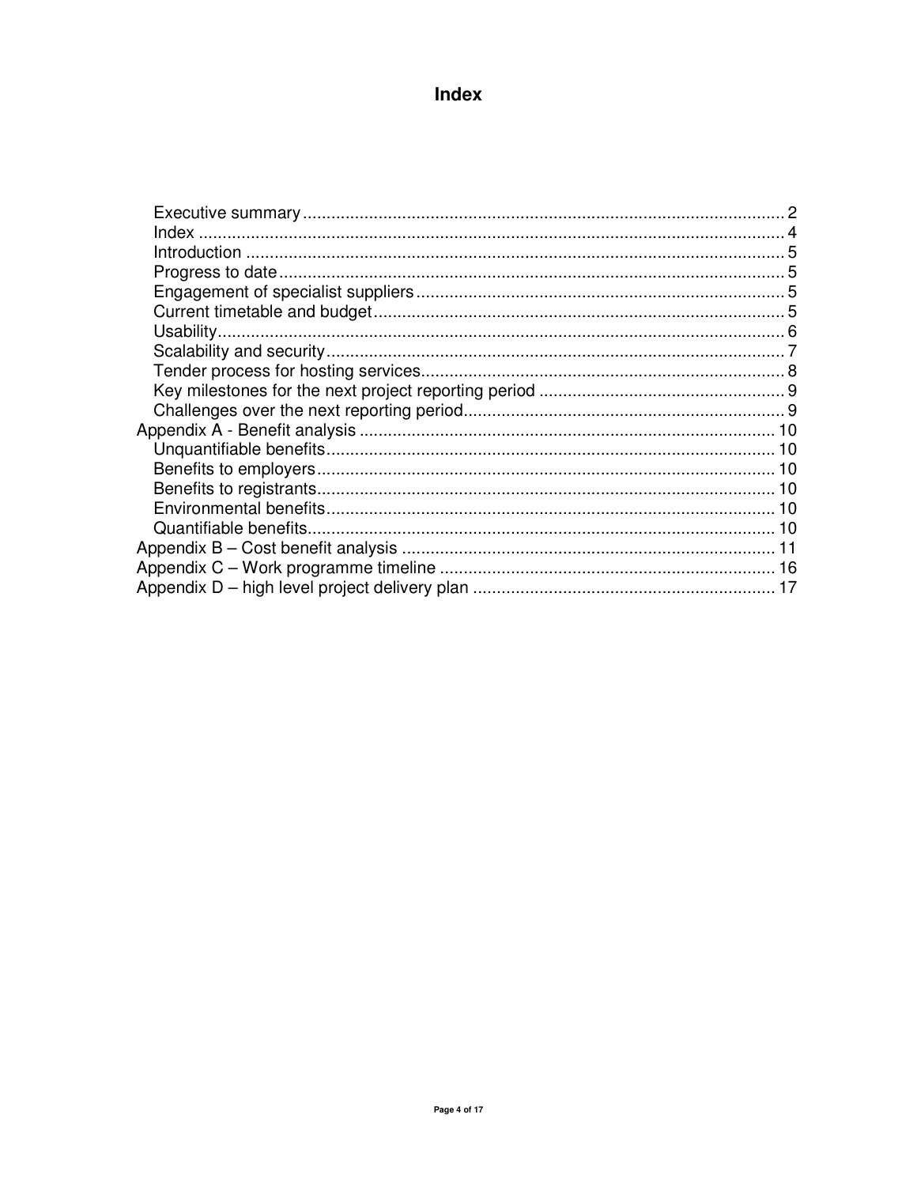# Index

- Executive summary ..................................................................................................... 2
- Index .......................................................................................................................... 4
- Introduction ................................................................................................................ 5
- Progress to date .......................................................................................................... 5
- Engagement of specialist suppliers ............................................................................. 5
- Current timetable and budget ...................................................................................... 5
- Usability ...................................................................................................................... 6
- Scalability and security ................................................................................................ 7
- Tender process for hosting services ............................................................................ 8
- Key milestones for the next project reporting period .................................................... 9
- Challenges over the next reporting period ................................................................... 9

Appendix A - Benefit analysis ........................................................................................ 10

- Unquantifiable benefits .............................................................................................. 10
- Benefits to employers ................................................................................................ 10
- Benefits to registrants ................................................................................................ 10
- Environmental benefits .............................................................................................. 10
- Quantifiable benefits .................................................................................................. 10

Appendix B – Cost benefit analysis ............................................................................... 11

Appendix C – Work programme timeline ....................................................................... 16

Appendix D – high level project delivery plan ................................................................ 17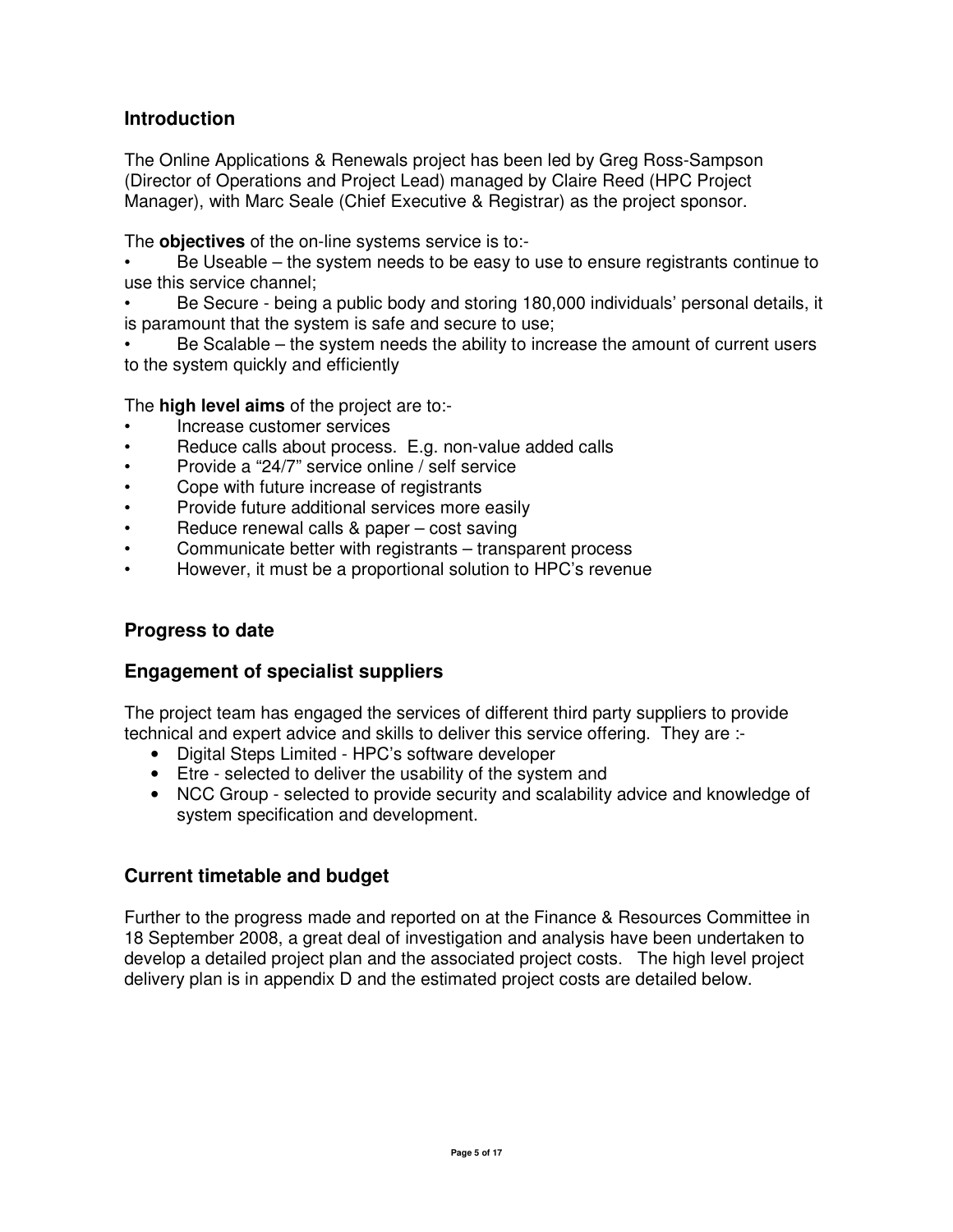## Introduction

The Online Applications & Renewals project has been led by Greg Ross-Sampson (Director of Operations and Project Lead) managed by Claire Reed (HPC Project Manager), with Marc Seale (Chief Executive & Registrar) as the project sponsor.

The **objectives** of the on-line systems service is to:-

- Be Useable – the system needs to be easy to use to ensure registrants continue to use this service channel;
- Be Secure - being a public body and storing 180,000 individuals' personal details, it is paramount that the system is safe and secure to use;
- Be Scalable – the system needs the ability to increase the amount of current users to the system quickly and efficiently

The **high level aims** of the project are to:-

- Increase customer services
- Reduce calls about process. E.g. non-value added calls
- Provide a "24/7" service online / self service
- Cope with future increase of registrants
- Provide future additional services more easily
- Reduce renewal calls & paper – cost saving
- Communicate better with registrants – transparent process
- However, it must be a proportional solution to HPC's revenue

## Progress to date

## Engagement of specialist suppliers

The project team has engaged the services of different third party suppliers to provide technical and expert advice and skills to deliver this service offering. They are :-

- Digital Steps Limited - HPC's software developer
- Etre - selected to deliver the usability of the system and
- NCC Group - selected to provide security and scalability advice and knowledge of system specification and development.

## Current timetable and budget

Further to the progress made and reported on at the Finance & Resources Committee in 18 September 2008, a great deal of investigation and analysis have been undertaken to develop a detailed project plan and the associated project costs. The high level project delivery plan is in appendix D and the estimated project costs are detailed below.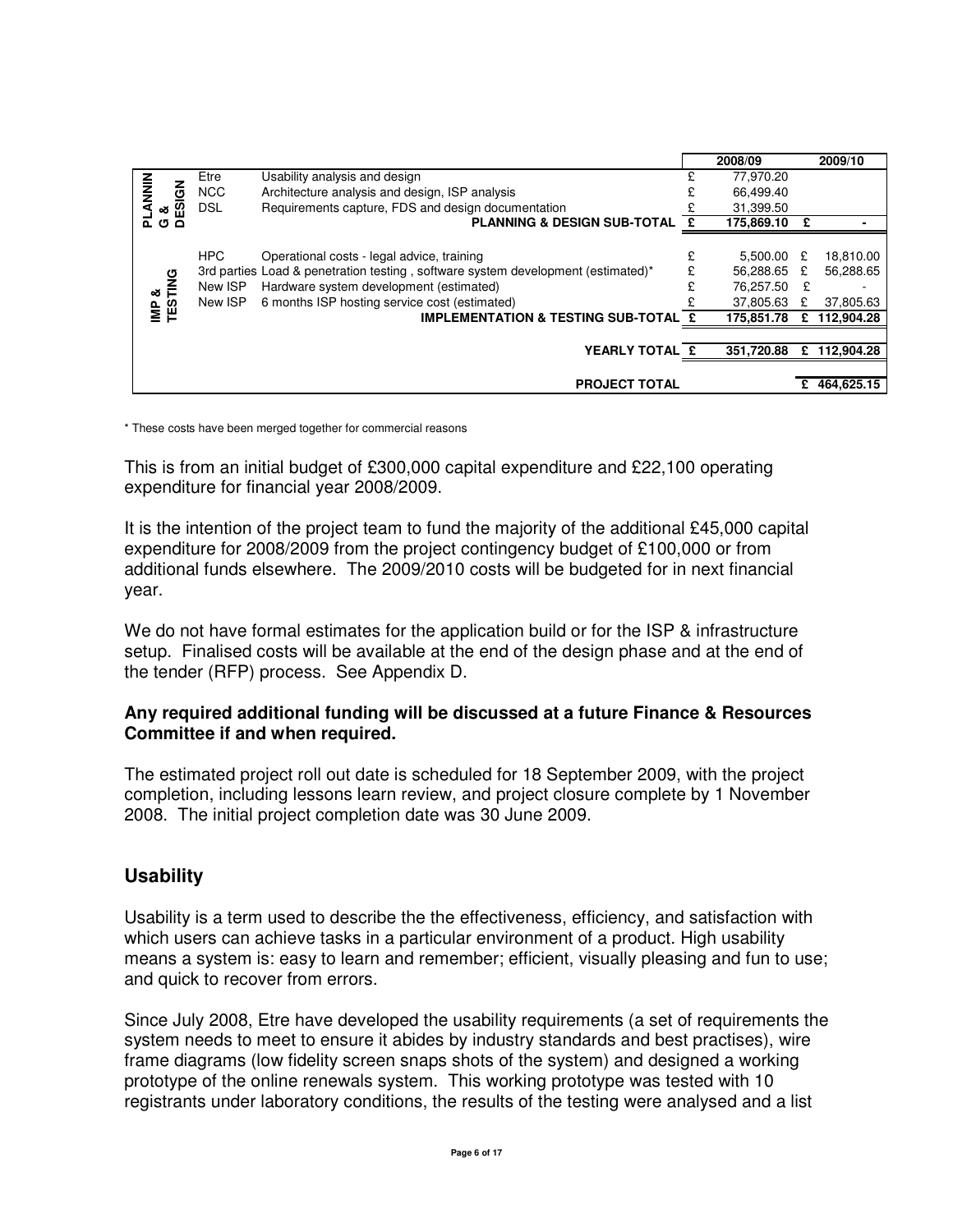| | | | 2008/09 | 2009/10 |
|---|---|---|---|---|
| PLANNING & DESIGN | Etre | Usability analysis and design | £ 77,970.20 | |
| | NCC | Architecture analysis and design, ISP analysis | £ 66,499.40 | |
| | DSL | Requirements capture, FDS and design documentation | £ 31,399.50 | |
| | | **PLANNING & DESIGN SUB-TOTAL** | **£ 175,869.10** | **£ -** |
| IMP & TESTING | HPC | Operational costs - legal advice, training | £ 5,500.00 | £ 18,810.00 |
| | 3rd parties | Load & penetration testing , software system development (estimated)* | £ 56,288.65 | £ 56,288.65 |
| | New ISP | Hardware system development (estimated) | £ 76,257.50 | £ - |
| | New ISP | 6 months ISP hosting service cost (estimated) | £ 37,805.63 | £ 37,805.63 |
| | | **IMPLEMENTATION & TESTING SUB-TOTAL** | **£ 175,851.78** | **£ 112,904.28** |
| | | **YEARLY TOTAL** | **£ 351,720.88** | **£ 112,904.28** |
| | | **PROJECT TOTAL** | | **£ 464,625.15** |

* These costs have been merged together for commercial reasons

This is from an initial budget of £300,000 capital expenditure and £22,100 operating expenditure for financial year 2008/2009.

It is the intention of the project team to fund the majority of the additional £45,000 capital expenditure for 2008/2009 from the project contingency budget of £100,000 or from additional funds elsewhere. The 2009/2010 costs will be budgeted for in next financial year.

We do not have formal estimates for the application build or for the ISP & infrastructure setup. Finalised costs will be available at the end of the design phase and at the end of the tender (RFP) process. See Appendix D.

**Any required additional funding will be discussed at a future Finance & Resources Committee if and when required.**

The estimated project roll out date is scheduled for 18 September 2009, with the project completion, including lessons learn review, and project closure complete by 1 November 2008. The initial project completion date was 30 June 2009.

## Usability

Usability is a term used to describe the the effectiveness, efficiency, and satisfaction with which users can achieve tasks in a particular environment of a product. High usability means a system is: easy to learn and remember; efficient, visually pleasing and fun to use; and quick to recover from errors.

Since July 2008, Etre have developed the usability requirements (a set of requirements the system needs to meet to ensure it abides by industry standards and best practises), wire frame diagrams (low fidelity screen snaps shots of the system) and designed a working prototype of the online renewals system. This working prototype was tested with 10 registrants under laboratory conditions, the results of the testing were analysed and a list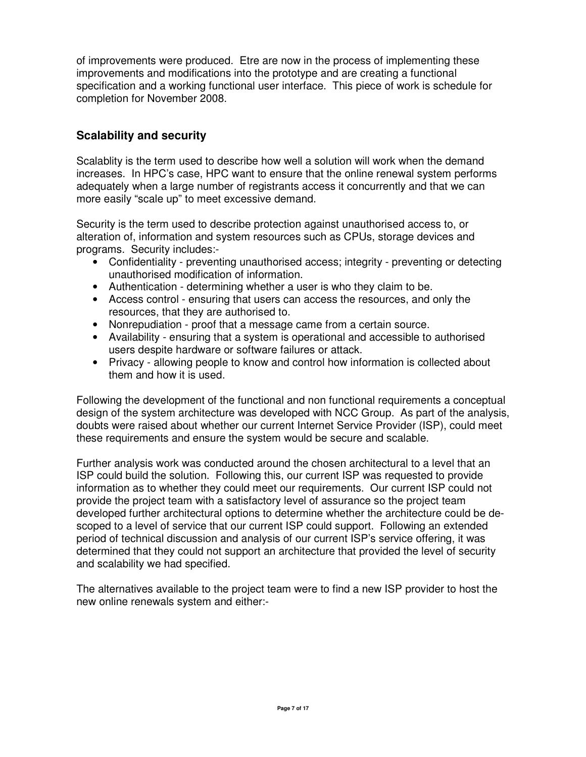of improvements were produced. Etre are now in the process of implementing these improvements and modifications into the prototype and are creating a functional specification and a working functional user interface. This piece of work is schedule for completion for November 2008.

## Scalability and security

Scalablity is the term used to describe how well a solution will work when the demand increases. In HPC's case, HPC want to ensure that the online renewal system performs adequately when a large number of registrants access it concurrently and that we can more easily "scale up" to meet excessive demand.

Security is the term used to describe protection against unauthorised access to, or alteration of, information and system resources such as CPUs, storage devices and programs. Security includes:-

- Confidentiality - preventing unauthorised access; integrity - preventing or detecting unauthorised modification of information.
- Authentication - determining whether a user is who they claim to be.
- Access control - ensuring that users can access the resources, and only the resources, that they are authorised to.
- Nonrepudiation - proof that a message came from a certain source.
- Availability - ensuring that a system is operational and accessible to authorised users despite hardware or software failures or attack.
- Privacy - allowing people to know and control how information is collected about them and how it is used.

Following the development of the functional and non functional requirements a conceptual design of the system architecture was developed with NCC Group. As part of the analysis, doubts were raised about whether our current Internet Service Provider (ISP), could meet these requirements and ensure the system would be secure and scalable.

Further analysis work was conducted around the chosen architectural to a level that an ISP could build the solution. Following this, our current ISP was requested to provide information as to whether they could meet our requirements. Our current ISP could not provide the project team with a satisfactory level of assurance so the project team developed further architectural options to determine whether the architecture could be de-scoped to a level of service that our current ISP could support. Following an extended period of technical discussion and analysis of our current ISP's service offering, it was determined that they could not support an architecture that provided the level of security and scalability we had specified.

The alternatives available to the project team were to find a new ISP provider to host the new online renewals system and either:-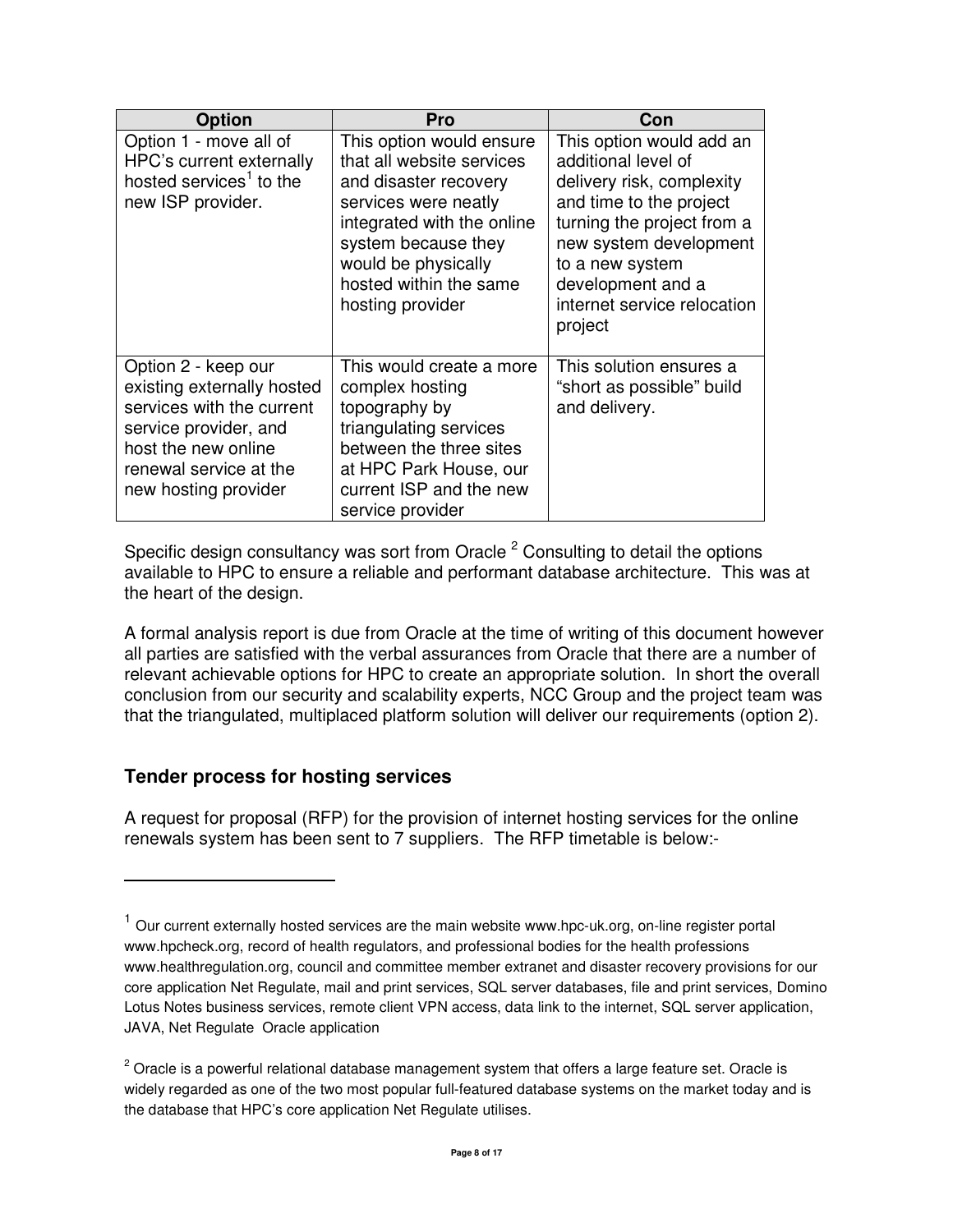| Option | Pro | Con |
| --- | --- | --- |
| Option 1 - move all of HPC's current externally hosted services[1] to the new ISP provider. | This option would ensure that all website services and disaster recovery services were neatly integrated with the online system because they would be physically hosted within the same hosting provider | This option would add an additional level of delivery risk, complexity and time to the project turning the project from a new system development to a new system development and a internet service relocation project |
| Option 2 - keep our existing externally hosted services with the current service provider, and host the new online renewal service at the new hosting provider | This would create a more complex hosting topography by triangulating services between the three sites at HPC Park House, our current ISP and the new service provider | This solution ensures a "short as possible" build and delivery. |

Specific design consultancy was sort from Oracle [2] Consulting to detail the options available to HPC to ensure a reliable and performant database architecture. This was at the heart of the design.

A formal analysis report is due from Oracle at the time of writing of this document however all parties are satisfied with the verbal assurances from Oracle that there are a number of relevant achievable options for HPC to create an appropriate solution. In short the overall conclusion from our security and scalability experts, NCC Group and the project team was that the triangulated, multiplaced platform solution will deliver our requirements (option 2).

### Tender process for hosting services

A request for proposal (RFP) for the provision of internet hosting services for the online renewals system has been sent to 7 suppliers. The RFP timetable is below:-

---

[1] Our current externally hosted services are the main website www.hpc-uk.org, on-line register portal www.hpcheck.org, record of health regulators, and professional bodies for the health professions www.healthregulation.org, council and committee member extranet and disaster recovery provisions for our core application Net Regulate, mail and print services, SQL server databases, file and print services, Domino Lotus Notes business services, remote client VPN access, data link to the internet, SQL server application, JAVA, Net Regulate Oracle application

[2] Oracle is a powerful relational database management system that offers a large feature set. Oracle is widely regarded as one of the two most popular full-featured database systems on the market today and is the database that HPC's core application Net Regulate utilises.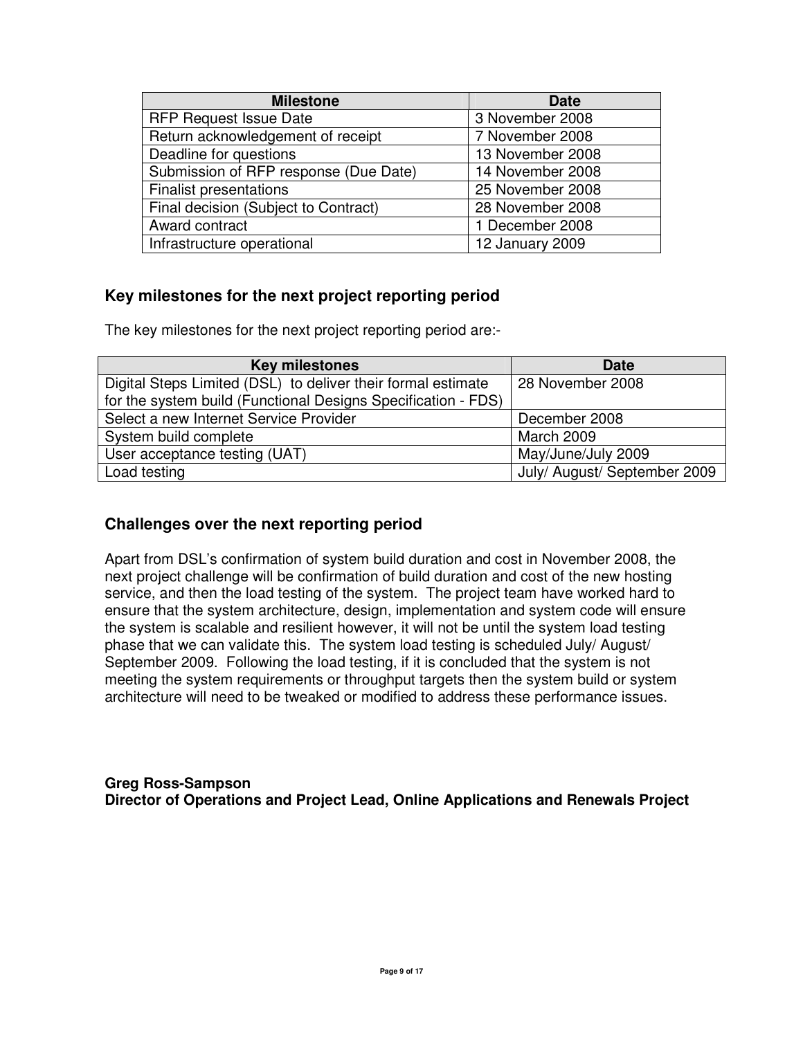| Milestone | Date |
| --- | --- |
| RFP Request Issue Date | 3 November 2008 |
| Return acknowledgement of receipt | 7 November 2008 |
| Deadline for questions | 13 November 2008 |
| Submission of RFP response (Due Date) | 14 November 2008 |
| Finalist presentations | 25 November 2008 |
| Final decision (Subject to Contract) | 28 November 2008 |
| Award contract | 1 December 2008 |
| Infrastructure operational | 12 January 2009 |

### Key milestones for the next project reporting period

The key milestones for the next project reporting period are:-

| Key milestones | Date |
| --- | --- |
| Digital Steps Limited (DSL) to deliver their formal estimate for the system build (Functional Designs Specification - FDS) | 28 November 2008 |
| Select a new Internet Service Provider | December 2008 |
| System build complete | March 2009 |
| User acceptance testing (UAT) | May/June/July 2009 |
| Load testing | July/ August/ September 2009 |

### Challenges over the next reporting period

Apart from DSL's confirmation of system build duration and cost in November 2008, the next project challenge will be confirmation of build duration and cost of the new hosting service, and then the load testing of the system. The project team have worked hard to ensure that the system architecture, design, implementation and system code will ensure the system is scalable and resilient however, it will not be until the system load testing phase that we can validate this. The system load testing is scheduled July/ August/ September 2009. Following the load testing, if it is concluded that the system is not meeting the system requirements or throughput targets then the system build or system architecture will need to be tweaked or modified to address these performance issues.

**Greg Ross-Sampson**
**Director of Operations and Project Lead, Online Applications and Renewals Project**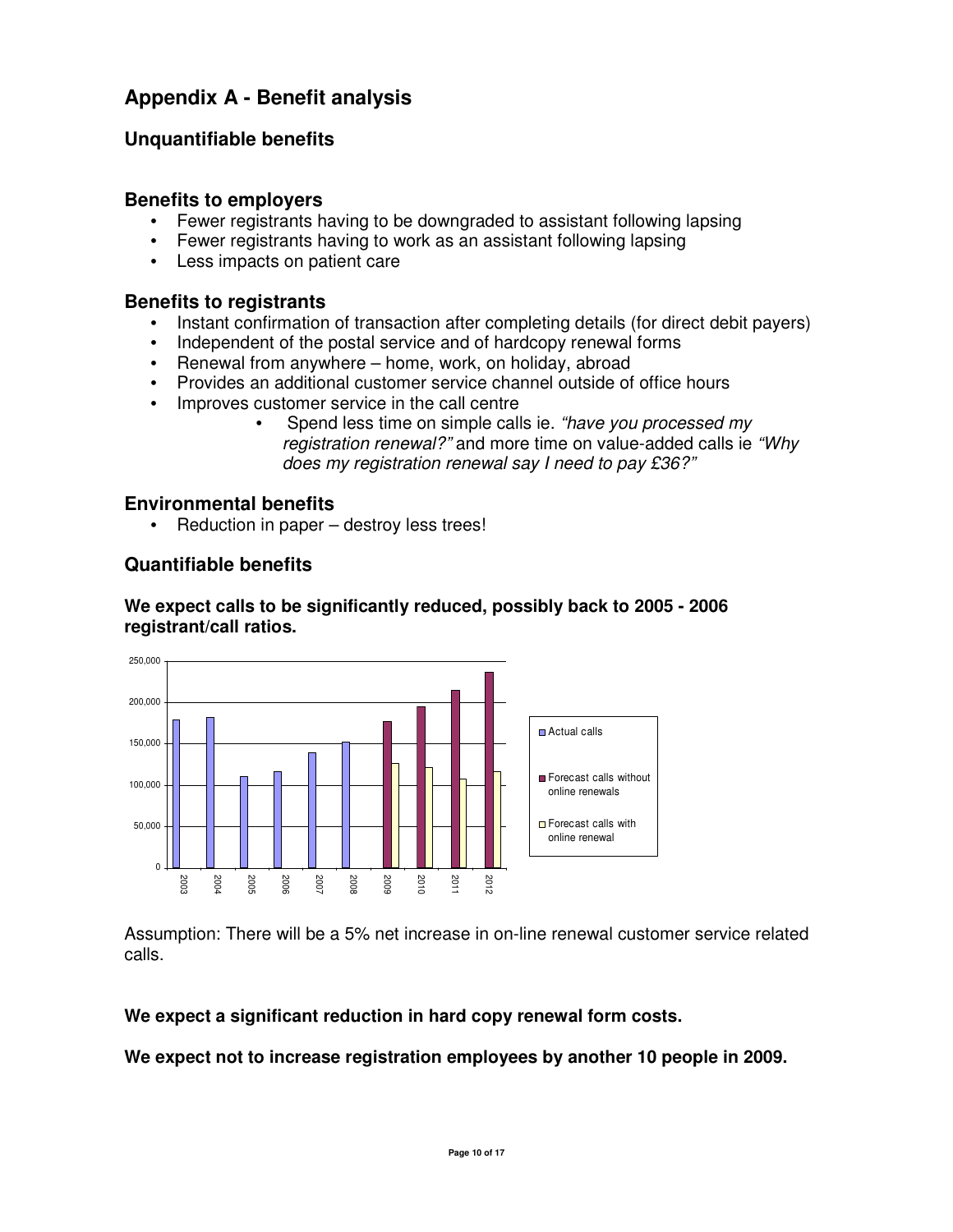# Appendix A - Benefit analysis

## Unquantifiable benefits

### Benefits to employers

- Fewer registrants having to be downgraded to assistant following lapsing
- Fewer registrants having to work as an assistant following lapsing
- Less impacts on patient care

### Benefits to registrants

- Instant confirmation of transaction after completing details (for direct debit payers)
- Independent of the postal service and of hardcopy renewal forms
- Renewal from anywhere – home, work, on holiday, abroad
- Provides an additional customer service channel outside of office hours
- Improves customer service in the call centre
  - Spend less time on simple calls ie. *"have you processed my registration renewal?"* and more time on value-added calls ie *"Why does my registration renewal say I need to pay £36?"*

### Environmental benefits

- Reduction in paper – destroy less trees!

## Quantifiable benefits

**We expect calls to be significantly reduced, possibly back to 2005 - 2006 registrant/call ratios.**

Assumption: There will be a 5% net increase in on-line renewal customer service related calls.

**We expect a significant reduction in hard copy renewal form costs.**

**We expect not to increase registration employees by another 10 people in 2009.**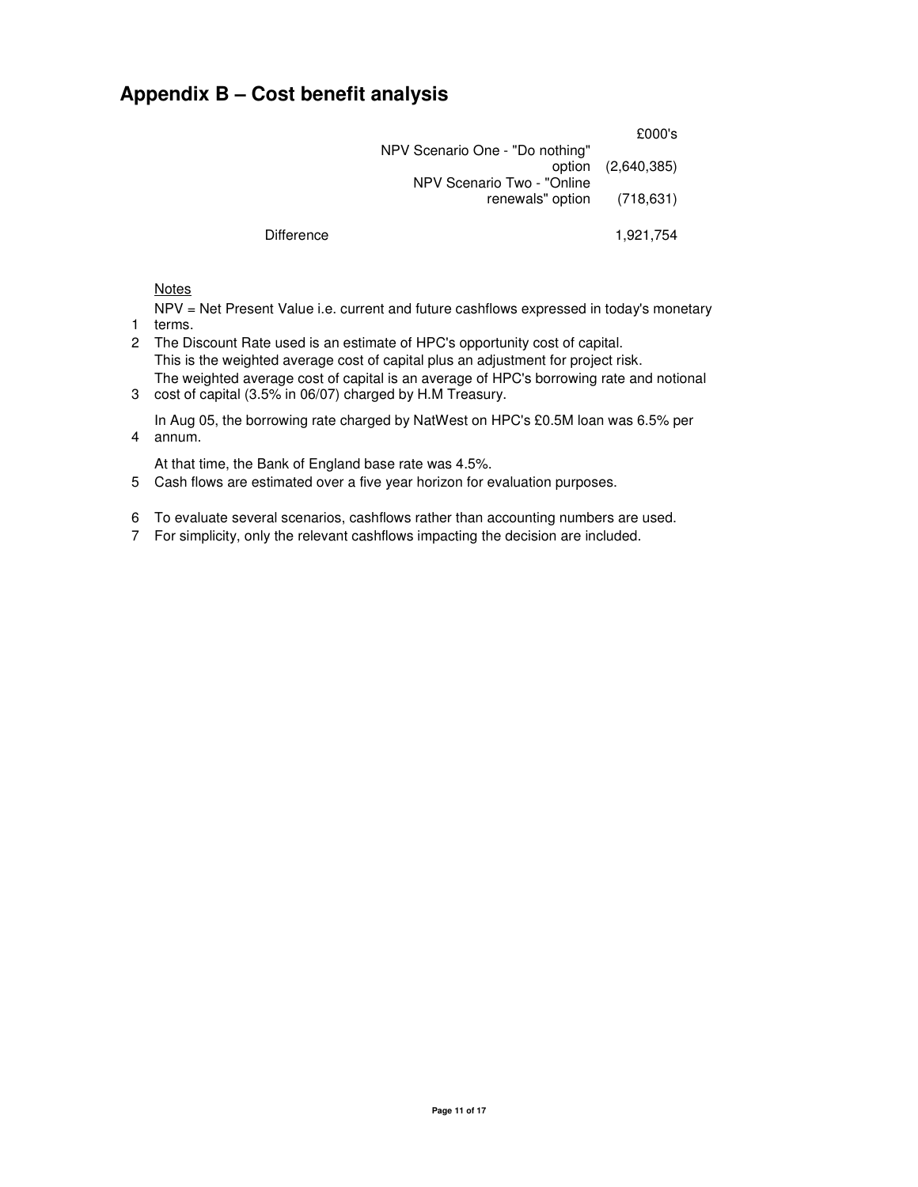## Appendix B – Cost benefit analysis

| | | £000's |
|---|---|---|
| | NPV Scenario One - "Do nothing" option | (2,640,385) |
| | NPV Scenario Two - "Online renewals" option | (718,631) |
| Difference | | 1,921,754 |

Notes

1. NPV = Net Present Value i.e. current and future cashflows expressed in today's monetary terms.
2. The Discount Rate used is an estimate of HPC's opportunity cost of capital.
   This is the weighted average cost of capital plus an adjustment for project risk.
3. The weighted average cost of capital is an average of HPC's borrowing rate and notional cost of capital (3.5% in 06/07) charged by H.M Treasury.
4. In Aug 05, the borrowing rate charged by NatWest on HPC's £0.5M loan was 6.5% per annum.
   At that time, the Bank of England base rate was 4.5%.
5. Cash flows are estimated over a five year horizon for evaluation purposes.
6. To evaluate several scenarios, cashflows rather than accounting numbers are used.
7. For simplicity, only the relevant cashflows impacting the decision are included.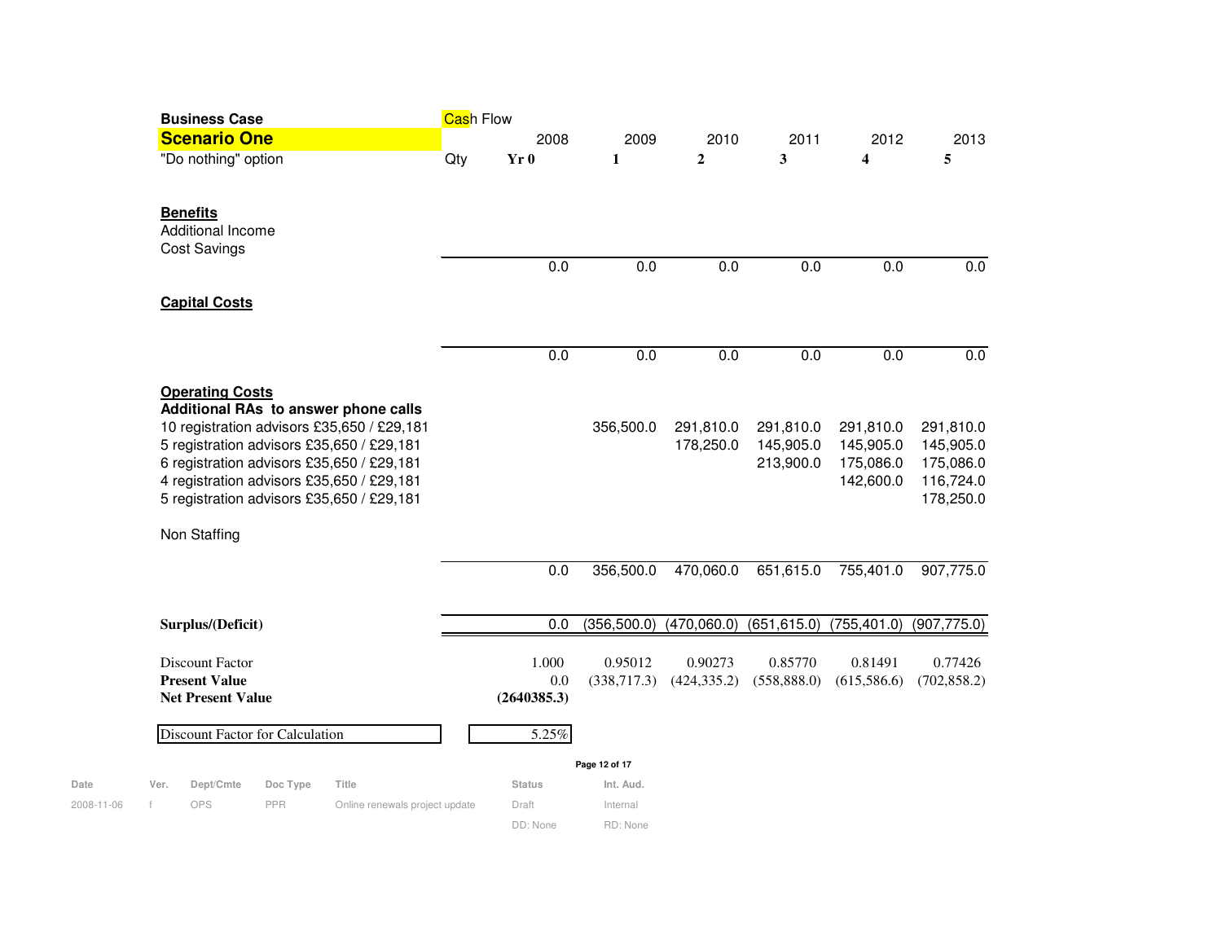**Business Case**

## Scenario One

| "Do nothing" option | Qty | Yr 0 (2008) | 1 (2009) | 2 (2010) | 3 (2011) | 4 (2012) | 5 (2013) |
|---|---|---|---|---|---|---|---|
| **Benefits** | | | | | | | |
| Additional Income | | | | | | | |
| Cost Savings | | | | | | | |
| | | 0.0 | 0.0 | 0.0 | 0.0 | 0.0 | 0.0 |
| **Capital Costs** | | | | | | | |
| | | 0.0 | 0.0 | 0.0 | 0.0 | 0.0 | 0.0 |
| **Operating Costs** | | | | | | | |
| **Additional RAs to answer phone calls** | | | | | | | |
| 10 registration advisors £35,650 / £29,181 | | | 356,500.0 | 291,810.0 | 291,810.0 | 291,810.0 | 291,810.0 |
| 5 registration advisors £35,650 / £29,181 | | | | 178,250.0 | 145,905.0 | 145,905.0 | 145,905.0 |
| 6 registration advisors £35,650 / £29,181 | | | | | 213,900.0 | 175,086.0 | 175,086.0 |
| 4 registration advisors £35,650 / £29,181 | | | | | | 142,600.0 | 116,724.0 |
| 5 registration advisors £35,650 / £29,181 | | | | | | | 178,250.0 |
| Non Staffing | | | | | | | |
| | | 0.0 | 356,500.0 | 470,060.0 | 651,615.0 | 755,401.0 | 907,775.0 |
| **Surplus/(Deficit)** | | 0.0 | (356,500.0) | (470,060.0) | (651,615.0) | (755,401.0) | (907,775.0) |
| Discount Factor | | 1.000 | 0.95012 | 0.90273 | 0.85770 | 0.81491 | 0.77426 |
| **Present Value** | | 0.0 | (338,717.3) | (424,335.2) | (558,888.0) | (615,586.6) | (702,858.2) |
| **Net Present Value** | | **(2640385.3)** | | | | | |

| Discount Factor for Calculation | 5.25% |
|---|---|

| Date | Ver. | Dept/Cmte | Doc Type | Title | Status | Int. Aud. |
|---|---|---|---|---|---|---|
| 2008-11-06 | f | OPS | PPR | Online renewals project update | Draft | Internal |
| | | | | | DD: None | RD: None |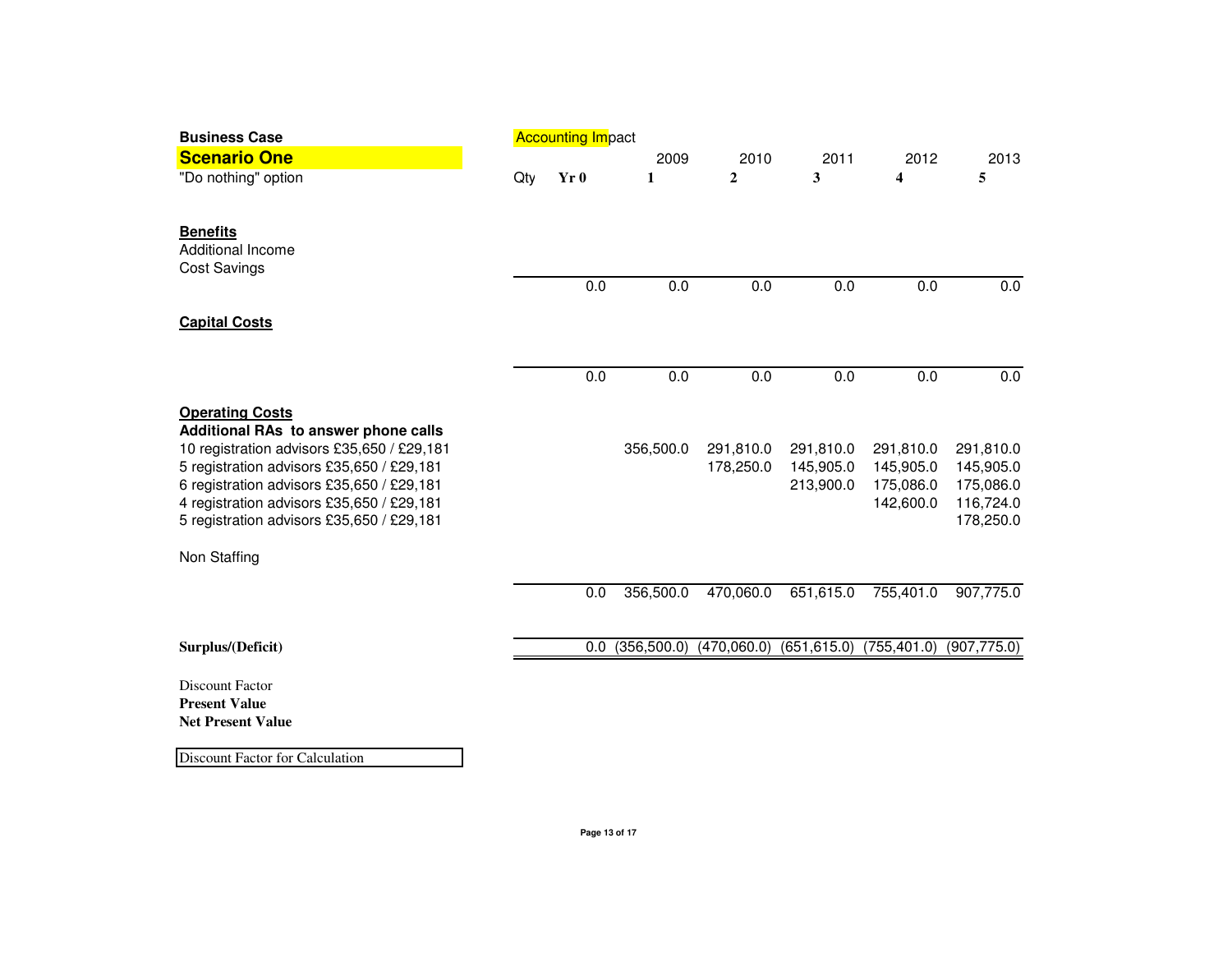| Business Case | Accounting Impact | | | | | | |
|---|---|---|---|---|---|---|---|
| **Scenario One** | | | 2009 | 2010 | 2011 | 2012 | 2013 |
| "Do nothing" option | Qty | Yr 0 | 1 | 2 | 3 | 4 | 5 |
| **Benefits** | | | | | | | |
| Additional Income | | | | | | | |
| Cost Savings | | | | | | | |
| | | 0.0 | 0.0 | 0.0 | 0.0 | 0.0 | 0.0 |
| **Capital Costs** | | | | | | | |
| | | 0.0 | 0.0 | 0.0 | 0.0 | 0.0 | 0.0 |
| **Operating Costs** | | | | | | | |
| **Additional RAs to answer phone calls** | | | | | | | |
| 10 registration advisors £35,650 / £29,181 | | | 356,500.0 | 291,810.0 | 291,810.0 | 291,810.0 | 291,810.0 |
| 5 registration advisors £35,650 / £29,181 | | | | 178,250.0 | 145,905.0 | 145,905.0 | 145,905.0 |
| 6 registration advisors £35,650 / £29,181 | | | | | 213,900.0 | 175,086.0 | 175,086.0 |
| 4 registration advisors £35,650 / £29,181 | | | | | | 142,600.0 | 116,724.0 |
| 5 registration advisors £35,650 / £29,181 | | | | | | | 178,250.0 |
| Non Staffing | | | | | | | |
| | | 0.0 | 356,500.0 | 470,060.0 | 651,615.0 | 755,401.0 | 907,775.0 |
| **Surplus/(Deficit)** | | 0.0 | (356,500.0) | (470,060.0) | (651,615.0) | (755,401.0) | (907,775.0) |
| Discount Factor | | | | | | | |
| **Present Value** | | | | | | | |
| **Net Present Value** | | | | | | | |
| Discount Factor for Calculation | | | | | | | |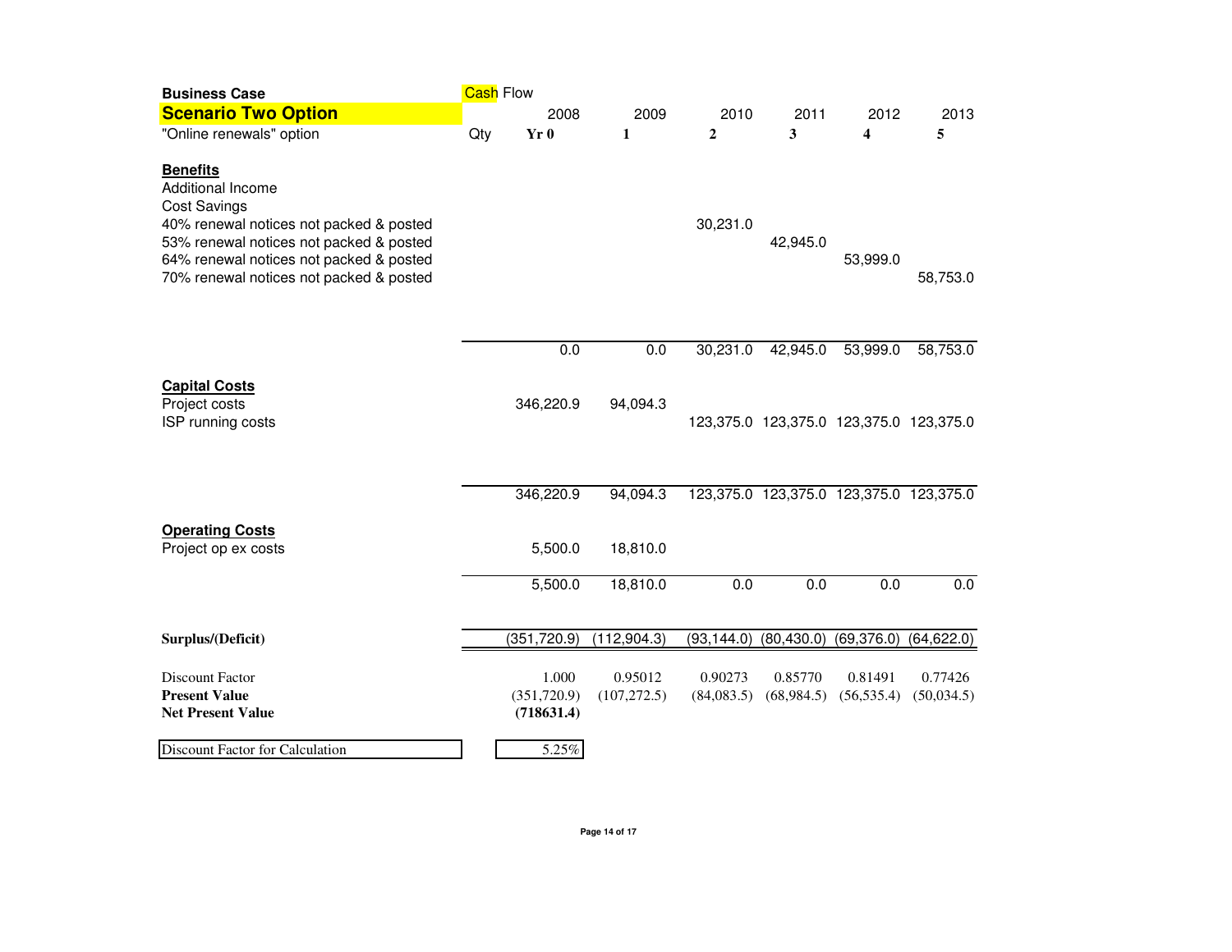| **Business Case** | Cash Flow | | | | | | |
|---|---|---|---|---|---|---|---|
| **Scenario Two Option** | | 2008 | 2009 | 2010 | 2011 | 2012 | 2013 |
| "Online renewals" option | Qty | **Yr 0** | **1** | **2** | **3** | **4** | **5** |
| **Benefits** | | | | | | | |
| Additional Income | | | | | | | |
| Cost Savings | | | | | | | |
| 40% renewal notices not packed & posted | | | | 30,231.0 | | | |
| 53% renewal notices not packed & posted | | | | | 42,945.0 | | |
| 64% renewal notices not packed & posted | | | | | | 53,999.0 | |
| 70% renewal notices not packed & posted | | | | | | | 58,753.0 |
| | | 0.0 | 0.0 | 30,231.0 | 42,945.0 | 53,999.0 | 58,753.0 |
| **Capital Costs** | | | | | | | |
| Project costs | | 346,220.9 | 94,094.3 | | | | |
| ISP running costs | | | | 123,375.0 | 123,375.0 | 123,375.0 | 123,375.0 |
| | | 346,220.9 | 94,094.3 | 123,375.0 | 123,375.0 | 123,375.0 | 123,375.0 |
| **Operating Costs** | | | | | | | |
| Project op ex costs | | 5,500.0 | 18,810.0 | | | | |
| | | 5,500.0 | 18,810.0 | 0.0 | 0.0 | 0.0 | 0.0 |
| **Surplus/(Deficit)** | | (351,720.9) | (112,904.3) | (93,144.0) | (80,430.0) | (69,376.0) | (64,622.0) |
| Discount Factor | | 1.000 | 0.95012 | 0.90273 | 0.85770 | 0.81491 | 0.77426 |
| **Present Value** | | (351,720.9) | (107,272.5) | (84,083.5) | (68,984.5) | (56,535.4) | (50,034.5) |
| **Net Present Value** | | **(718631.4)** | | | | | |
| Discount Factor for Calculation | | 5.25% | | | | | |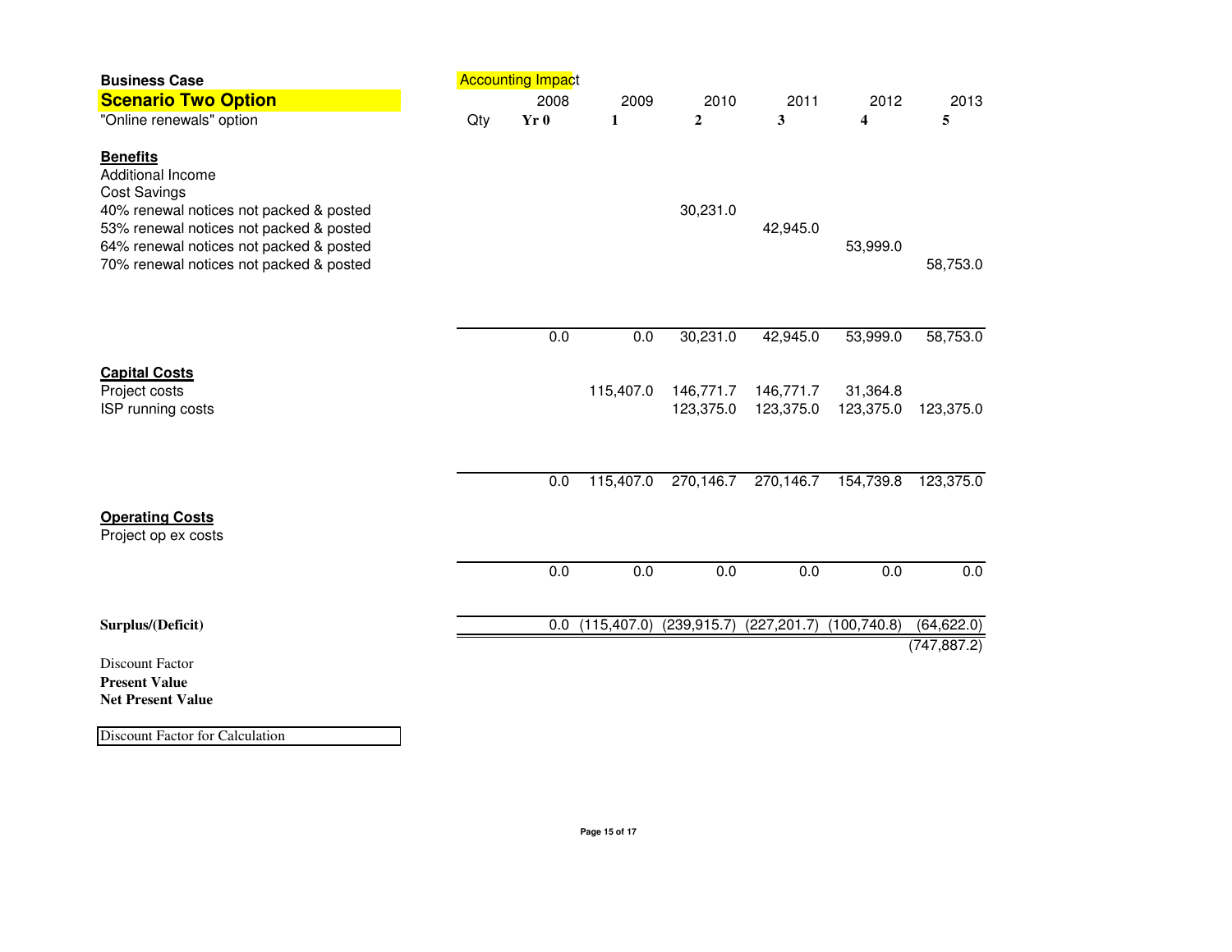| **Business Case** | | Accounting Impact | | | | | |
|---|---|---|---|---|---|---|---|
| **Scenario Two Option** | | 2008 | 2009 | 2010 | 2011 | 2012 | 2013 |
| "Online renewals" option | Qty | **Yr 0** | **1** | **2** | **3** | **4** | **5** |
| **Benefits** | | | | | | | |
| Additional Income | | | | | | | |
| Cost Savings | | | | | | | |
| 40% renewal notices not packed & posted | | | | 30,231.0 | | | |
| 53% renewal notices not packed & posted | | | | | 42,945.0 | | |
| 64% renewal notices not packed & posted | | | | | | 53,999.0 | |
| 70% renewal notices not packed & posted | | | | | | | 58,753.0 |
| | | 0.0 | 0.0 | 30,231.0 | 42,945.0 | 53,999.0 | 58,753.0 |
| **Capital Costs** | | | | | | | |
| Project costs | | | 115,407.0 | 146,771.7 | 146,771.7 | 31,364.8 | |
| ISP running costs | | | | 123,375.0 | 123,375.0 | 123,375.0 | 123,375.0 |
| | | 0.0 | 115,407.0 | 270,146.7 | 270,146.7 | 154,739.8 | 123,375.0 |
| **Operating Costs** | | | | | | | |
| Project op ex costs | | | | | | | |
| | | 0.0 | 0.0 | 0.0 | 0.0 | 0.0 | 0.0 |
| **Surplus/(Deficit)** | | 0.0 | (115,407.0) | (239,915.7) | (227,201.7) | (100,740.8) | (64,622.0) |
| | | | | | | | (747,887.2) |
| Discount Factor | | | | | | | |
| **Present Value** | | | | | | | |
| **Net Present Value** | | | | | | | |
| Discount Factor for Calculation | | | | | | | |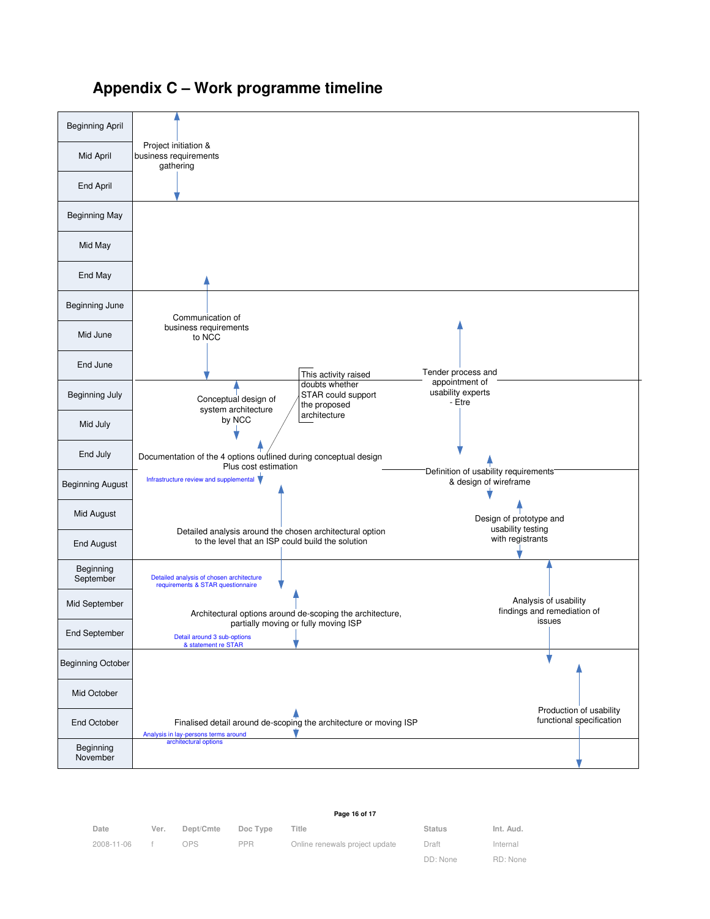# Appendix C – Work programme timeline

| Period | Activities |
|---|---|
| Beginning April – End April | Project initiation & business requirements gathering |
| Beginning May – End May | |
| End May – End June | Communication of business requirements to NCC |
| Mid June – End July | Tender process and appointment of usability experts - Etre |
| Beginning July – Mid July | Conceptual design of system architecture by NCC |
| Beginning July – Mid July | This activity raised doubts whether STAR could support the proposed architecture |
| End July – Beginning August | Documentation of the 4 options outlined during conceptual design Plus cost estimation<br>Infrastructure review and supplemental |
| End July – Beginning August | Definition of usability requirements & design of wireframe |
| Beginning August – Beginning September | Detailed analysis around the chosen architectural option to the level that an ISP could build the solution<br>Detailed analysis of chosen architecture requirements & STAR questionnaire |
| Mid August – End August | Design of prototype and usability testing with registrants |
| Beginning September – Beginning October | Analysis of usability findings and remediation of issues |
| Mid September – End September | Architectural options around de-scoping the architecture, partially moving or fully moving ISP<br>Detail around 3 sub-options & statement re STAR |
| Beginning October – Beginning November | Production of usability functional specification |
| End October | Finalised detail around de-scoping the architecture or moving ISP<br>Analysis in lay-persons terms around architectural options |
| Beginning November | |

| Date | Ver. | Dept/Cmte | Doc Type | Title | Status | Int. Aud. |
|---|---|---|---|---|---|---|
| 2008-11-06 | f | OPS | PPR | Online renewals project update | Draft | Internal |
| | | | | | DD: None | RD: None |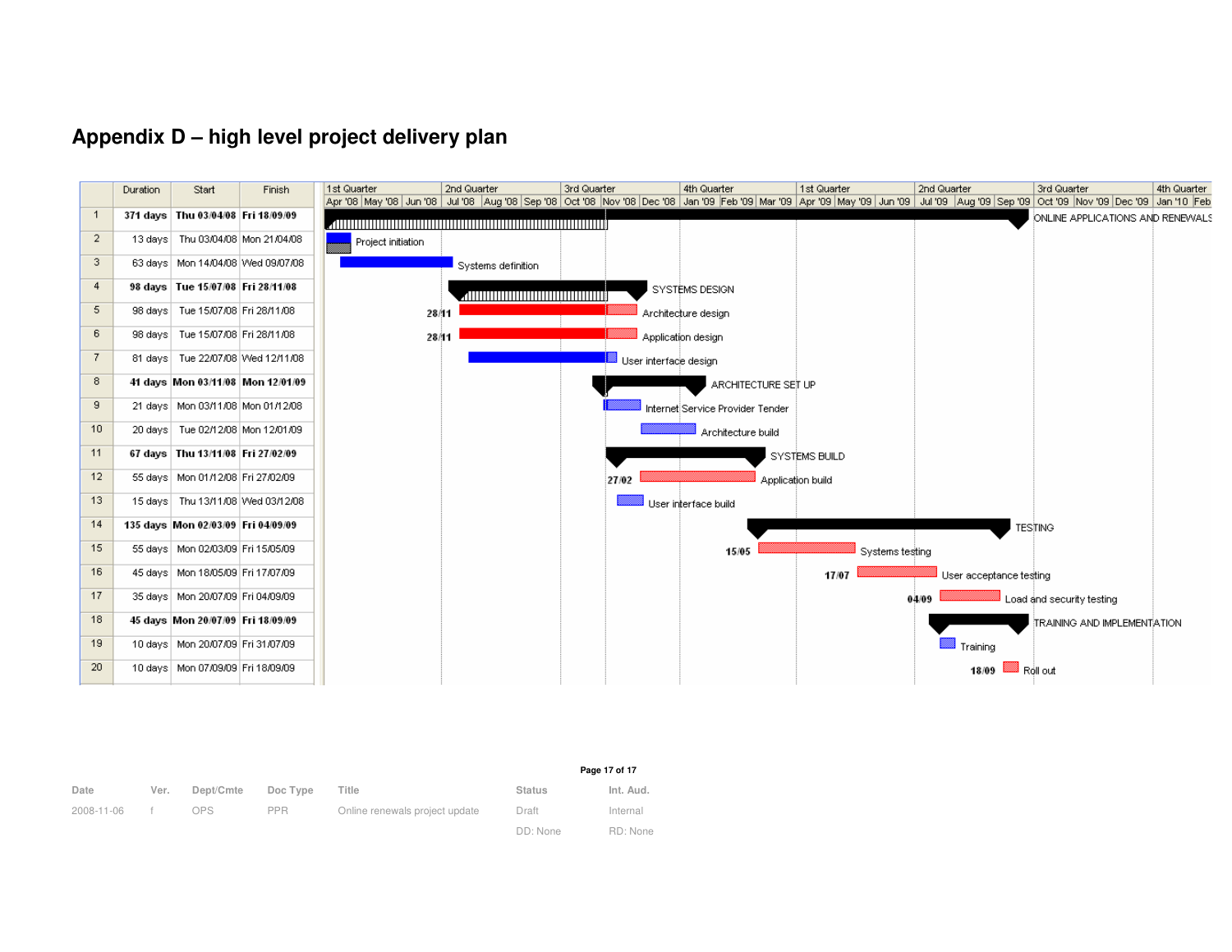# Appendix D – high level project delivery plan

| | Duration | Start | Finish |
|---|---|---|---|
| 1 | **371 days** | **Thu 03/04/08** | **Fri 18/09/09** |
| 2 | 13 days | Thu 03/04/08 | Mon 21/04/08 |
| 3 | 63 days | Mon 14/04/08 | Wed 09/07/08 |
| 4 | **98 days** | **Tue 15/07/08** | **Fri 28/11/08** |
| 5 | 98 days | Tue 15/07/08 | Fri 28/11/08 |
| 6 | 98 days | Tue 15/07/08 | Fri 28/11/08 |
| 7 | 81 days | Tue 22/07/08 | Wed 12/11/08 |
| 8 | **41 days** | **Mon 03/11/08** | **Mon 12/01/09** |
| 9 | 21 days | Mon 03/11/08 | Mon 01/12/08 |
| 10 | 20 days | Tue 02/12/08 | Mon 12/01/09 |
| 11 | **67 days** | **Thu 13/11/08** | **Fri 27/02/09** |
| 12 | 55 days | Mon 01/12/08 | Fri 27/02/09 |
| 13 | 15 days | Thu 13/11/08 | Wed 03/12/08 |
| 14 | **135 days** | **Mon 02/03/09** | **Fri 04/09/09** |
| 15 | 55 days | Mon 02/03/09 | Fri 15/05/09 |
| 16 | 45 days | Mon 18/05/09 | Fri 17/07/09 |
| 17 | 35 days | Mon 20/07/09 | Fri 04/09/09 |
| 18 | **45 days** | **Mon 20/07/09** | **Fri 18/09/09** |
| 19 | 10 days | Mon 20/07/09 | Fri 31/07/09 |
| 20 | 10 days | Mon 07/09/09 | Fri 18/09/09 |

1st Quarter | 2nd Quarter | 3rd Quarter | 4th Quarter | 1st Quarter | 2nd Quarter | 3rd Quarter | 4th Quarter

Apr '08 | May '08 | Jun '08 | Jul '08 | Aug '08 | Sep '08 | Oct '08 | Nov '08 | Dec '08 | Jan '09 | Feb '09 | Mar '09 | Apr '09 | May '09 | Jun '09 | Jul '09 | Aug '09 | Sep '09 | Oct '09 | Nov '09 | Dec '09 | Jan '10 | Feb

ONLINE APPLICATIONS AND RENEWALS

Project initiation

Systems definition

SYSTEMS DESIGN

28/11 Architecture design

28/11 Application design

User interface design

ARCHITECTURE SET UP

Internet Service Provider Tender

Architecture build

SYSTEMS BUILD

27/02 Application build

User interface build

TESTING

15/05 Systems testing

17/07 User acceptance testing

04/09 Load and security testing

TRAINING AND IMPLEMENTATION

Training

18/09 Roll out

| Date | Ver. | Dept/Cmte | Doc Type | Title | Status | Int. Aud. |
|---|---|---|---|---|---|---|
| 2008-11-06 | f | OPS | PPR | Online renewals project update | Draft | Internal |
| | | | | | DD: None | RD: None |